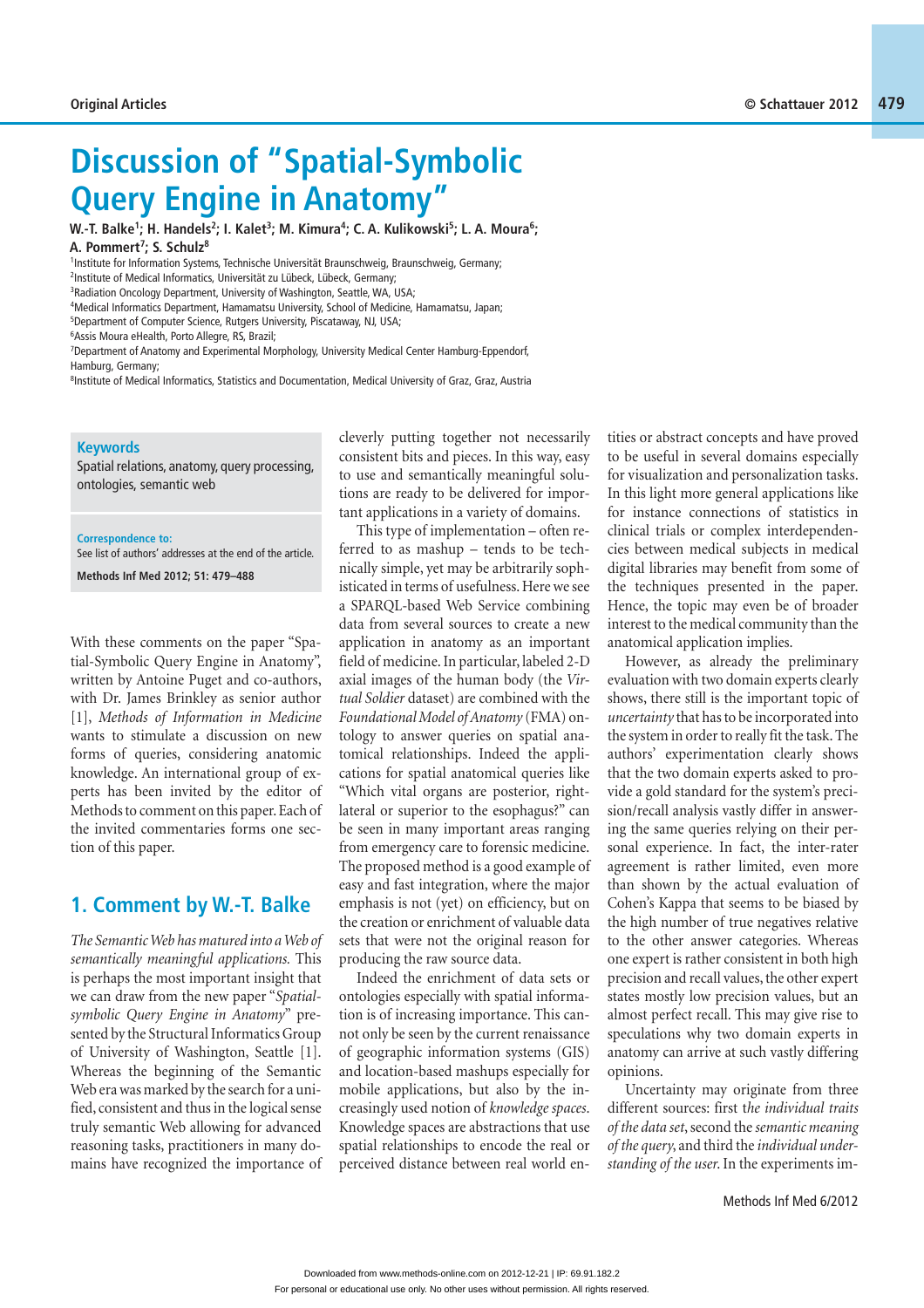# Discussion of "Spatial-Symbolic Query Engine in Anatomy"

**W.-T. Balke[1]; H. Handels[2]; I. Kalet[3]; M. Kimura[4]; C. A. Kulikowski[5]; L. A. Moura[6]; A. Pommert[7]; S. Schulz[8]**

[1]Institute for Information Systems, Technische Universität Braunschweig, Braunschweig, Germany;
[2]Institute of Medical Informatics, Universität zu Lübeck, Lübeck, Germany;
[3]Radiation Oncology Department, University of Washington, Seattle, WA, USA;
[4]Medical Informatics Department, Hamamatsu University, School of Medicine, Hamamatsu, Japan;
[5]Department of Computer Science, Rutgers University, Piscataway, NJ, USA;
[6]Assis Moura eHealth, Porto Allegre, RS, Brazil;
[7]Department of Anatomy and Experimental Morphology, University Medical Center Hamburg-Eppendorf, Hamburg, Germany;
[8]Institute of Medical Informatics, Statistics and Documentation, Medical University of Graz, Graz, Austria

**Keywords**
Spatial relations, anatomy, query processing, ontologies, semantic web

**Correspondence to:**
See list of authors' addresses at the end of the article.

**Methods Inf Med 2012; 51: 479–488**

With these comments on the paper "Spatial-Symbolic Query Engine in Anatomy", written by Antoine Puget and co-authors, with Dr. James Brinkley as senior author [1], *Methods of Information in Medicine* wants to stimulate a discussion on new forms of queries, considering anatomic knowledge. An international group of experts has been invited by the editor of Methods to comment on this paper. Each of the invited commentaries forms one section of this paper.

## 1. Comment by W.-T. Balke

*The Semantic Web has matured into a Web of semantically meaningful applications.* This is perhaps the most important insight that we can draw from the new paper "*Spatial-symbolic Query Engine in Anatomy*" presented by the Structural Informatics Group of University of Washington, Seattle [1]. Whereas the beginning of the Semantic Web era was marked by the search for a unified, consistent and thus in the logical sense truly semantic Web allowing for advanced reasoning tasks, practitioners in many domains have recognized the importance of cleverly putting together not necessarily consistent bits and pieces. In this way, easy to use and semantically meaningful solutions are ready to be delivered for important applications in a variety of domains.

This type of implementation – often referred to as mashup – tends to be technically simple, yet may be arbitrarily sophisticated in terms of usefulness. Here we see a SPARQL-based Web Service combining data from several sources to create a new application in anatomy as an important field of medicine. In particular, labeled 2-D axial images of the human body (the *Virtual Soldier* dataset) are combined with the *Foundational Model of Anatomy* (FMA) ontology to answer queries on spatial anatomical relationships. Indeed the applications for spatial anatomical queries like "Which vital organs are posterior, right-lateral or superior to the esophagus?" can be seen in many important areas ranging from emergency care to forensic medicine. The proposed method is a good example of easy and fast integration, where the major emphasis is not (yet) on efficiency, but on the creation or enrichment of valuable data sets that were not the original reason for producing the raw source data.

Indeed the enrichment of data sets or ontologies especially with spatial information is of increasing importance. This cannot only be seen by the current renaissance of geographic information systems (GIS) and location-based mashups especially for mobile applications, but also by the increasingly used notion of *knowledge spaces*. Knowledge spaces are abstractions that use spatial relationships to encode the real or perceived distance between real world entities or abstract concepts and have proved to be useful in several domains especially for visualization and personalization tasks. In this light more general applications like for instance connections of statistics in clinical trials or complex interdependencies between medical subjects in medical digital libraries may benefit from some of the techniques presented in the paper. Hence, the topic may even be of broader interest to the medical community than the anatomical application implies.

However, as already the preliminary evaluation with two domain experts clearly shows, there still is the important topic of *uncertainty* that has to be incorporated into the system in order to really fit the task. The authors' experimentation clearly shows that the two domain experts asked to provide a gold standard for the system's precision/recall analysis vastly differ in answering the same queries relying on their personal experience. In fact, the inter-rater agreement is rather limited, even more than shown by the actual evaluation of Cohen's Kappa that seems to be biased by the high number of true negatives relative to the other answer categories. Whereas one expert is rather consistent in both high precision and recall values, the other expert states mostly low precision values, but an almost perfect recall. This may give rise to speculations why two domain experts in anatomy can arrive at such vastly differing opinions.

Uncertainty may originate from three different sources: first *the individual traits of the data set*, second the *semantic meaning of the query*, and third the *individual understanding of the user*. In the experiments im-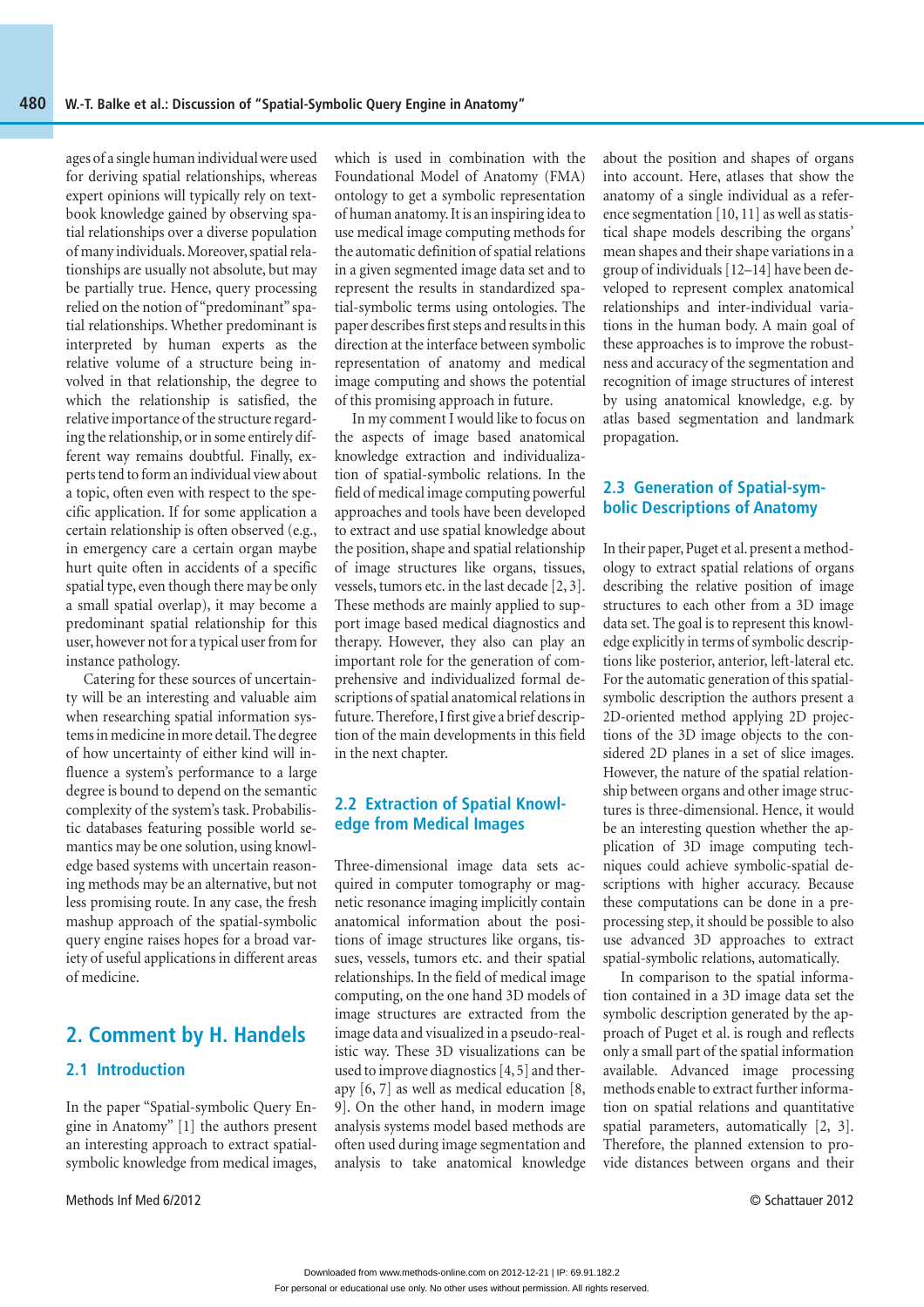ages of a single human individual were used for deriving spatial relationships, whereas expert opinions will typically rely on textbook knowledge gained by observing spatial relationships over a diverse population of many individuals. Moreover, spatial relationships are usually not absolute, but may be partially true. Hence, query processing relied on the notion of "predominant" spatial relationships. Whether predominant is interpreted by human experts as the relative volume of a structure being involved in that relationship, the degree to which the relationship is satisfied, the relative importance of the structure regarding the relationship, or in some entirely different way remains doubtful. Finally, experts tend to form an individual view about a topic, often even with respect to the specific application. If for some application a certain relationship is often observed (e.g., in emergency care a certain organ maybe hurt quite often in accidents of a specific spatial type, even though there may be only a small spatial overlap), it may become a predominant spatial relationship for this user, however not for a typical user from for instance pathology.

Catering for these sources of uncertainty will be an interesting and valuable aim when researching spatial information systems in medicine in more detail. The degree of how uncertainty of either kind will influence a system's performance to a large degree is bound to depend on the semantic complexity of the system's task. Probabilistic databases featuring possible world semantics may be one solution, using knowledge based systems with uncertain reasoning methods may be an alternative, but not less promising route. In any case, the fresh mashup approach of the spatial-symbolic query engine raises hopes for a broad variety of useful applications in different areas of medicine.

## 2. Comment by H. Handels

### 2.1 Introduction

In the paper "Spatial-symbolic Query Engine in Anatomy" [1] the authors present an interesting approach to extract spatial-symbolic knowledge from medical images, which is used in combination with the Foundational Model of Anatomy (FMA) ontology to get a symbolic representation of human anatomy. It is an inspiring idea to use medical image computing methods for the automatic definition of spatial relations in a given segmented image data set and to represent the results in standardized spatial-symbolic terms using ontologies. The paper describes first steps and results in this direction at the interface between symbolic representation of anatomy and medical image computing and shows the potential of this promising approach in future.

In my comment I would like to focus on the aspects of image based anatomical knowledge extraction and individualization of spatial-symbolic relations. In the field of medical image computing powerful approaches and tools have been developed to extract and use spatial knowledge about the position, shape and spatial relationship of image structures like organs, tissues, vessels, tumors etc. in the last decade [2, 3]. These methods are mainly applied to support image based medical diagnostics and therapy. However, they also can play an important role for the generation of comprehensive and individualized formal descriptions of spatial anatomical relations in future. Therefore, I first give a brief description of the main developments in this field in the next chapter.

### 2.2 Extraction of Spatial Knowledge from Medical Images

Three-dimensional image data sets acquired in computer tomography or magnetic resonance imaging implicitly contain anatomical information about the positions of image structures like organs, tissues, vessels, tumors etc. and their spatial relationships. In the field of medical image computing, on the one hand 3D models of image structures are extracted from the image data and visualized in a pseudo-realistic way. These 3D visualizations can be used to improve diagnostics [4, 5] and therapy [6, 7] as well as medical education [8, 9]. On the other hand, in modern image analysis systems model based methods are often used during image segmentation and analysis to take anatomical knowledge about the position and shapes of organs into account. Here, atlases that show the anatomy of a single individual as a reference segmentation [10, 11] as well as statistical shape models describing the organs' mean shapes and their shape variations in a group of individuals [12–14] have been developed to represent complex anatomical relationships and inter-individual variations in the human body. A main goal of these approaches is to improve the robustness and accuracy of the segmentation and recognition of image structures of interest by using anatomical knowledge, e.g. by atlas based segmentation and landmark propagation.

### 2.3 Generation of Spatial-symbolic Descriptions of Anatomy

In their paper, Puget et al. present a methodology to extract spatial relations of organs describing the relative position of image structures to each other from a 3D image data set. The goal is to represent this knowledge explicitly in terms of symbolic descriptions like posterior, anterior, left-lateral etc. For the automatic generation of this spatial-symbolic description the authors present a 2D-oriented method applying 2D projections of the 3D image objects to the considered 2D planes in a set of slice images. However, the nature of the spatial relationship between organs and other image structures is three-dimensional. Hence, it would be an interesting question whether the application of 3D image computing techniques could achieve symbolic-spatial descriptions with higher accuracy. Because these computations can be done in a preprocessing step, it should be possible to also use advanced 3D approaches to extract spatial-symbolic relations, automatically.

In comparison to the spatial information contained in a 3D image data set the symbolic description generated by the approach of Puget et al. is rough and reflects only a small part of the spatial information available. Advanced image processing methods enable to extract further information on spatial relations and quantitative spatial parameters, automatically [2, 3]. Therefore, the planned extension to provide distances between organs and their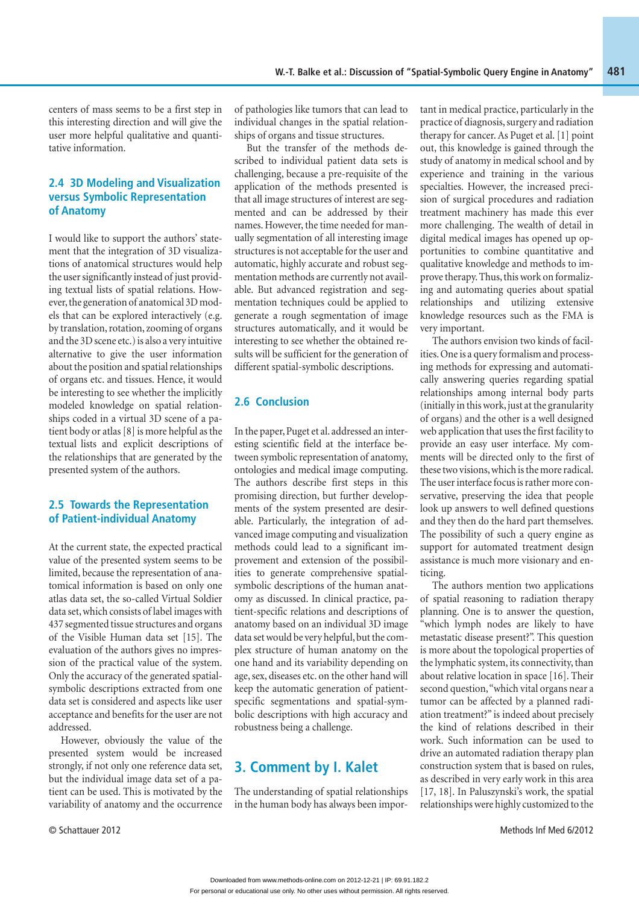centers of mass seems to be a first step in this interesting direction and will give the user more helpful qualitative and quantitative information.

### 2.4 3D Modeling and Visualization versus Symbolic Representation of Anatomy

I would like to support the authors' statement that the integration of 3D visualizations of anatomical structures would help the user significantly instead of just providing textual lists of spatial relations. However, the generation of anatomical 3D models that can be explored interactively (e.g. by translation, rotation, zooming of organs and the 3D scene etc.) is also a very intuitive alternative to give the user information about the position and spatial relationships of organs etc. and tissues. Hence, it would be interesting to see whether the implicitly modeled knowledge on spatial relationships coded in a virtual 3D scene of a patient body or atlas [8] is more helpful as the textual lists and explicit descriptions of the relationships that are generated by the presented system of the authors.

### 2.5 Towards the Representation of Patient-individual Anatomy

At the current state, the expected practical value of the presented system seems to be limited, because the representation of anatomical information is based on only one atlas data set, the so-called Virtual Soldier data set, which consists of label images with 437 segmented tissue structures and organs of the Visible Human data set [15]. The evaluation of the authors gives no impression of the practical value of the system. Only the accuracy of the generated spatial-symbolic descriptions extracted from one data set is considered and aspects like user acceptance and benefits for the user are not addressed.

However, obviously the value of the presented system would be increased strongly, if not only one reference data set, but the individual image data set of a patient can be used. This is motivated by the variability of anatomy and the occurrence of pathologies like tumors that can lead to individual changes in the spatial relationships of organs and tissue structures.

But the transfer of the methods described to individual patient data sets is challenging, because a pre-requisite of the application of the methods presented is that all image structures of interest are segmented and can be addressed by their names. However, the time needed for manually segmentation of all interesting image structures is not acceptable for the user and automatic, highly accurate and robust segmentation methods are currently not available. But advanced registration and segmentation techniques could be applied to generate a rough segmentation of image structures automatically, and it would be interesting to see whether the obtained results will be sufficient for the generation of different spatial-symbolic descriptions.

### 2.6 Conclusion

In the paper, Puget et al. addressed an interesting scientific field at the interface between symbolic representation of anatomy, ontologies and medical image computing. The authors describe first steps in this promising direction, but further developments of the system presented are desirable. Particularly, the integration of advanced image computing and visualization methods could lead to a significant improvement and extension of the possibilities to generate comprehensive spatial-symbolic descriptions of the human anatomy as discussed. In clinical practice, patient-specific relations and descriptions of anatomy based on an individual 3D image data set would be very helpful, but the complex structure of human anatomy on the one hand and its variability depending on age, sex, diseases etc. on the other hand will keep the automatic generation of patient-specific segmentations and spatial-symbolic descriptions with high accuracy and robustness being a challenge.

## 3. Comment by I. Kalet

The understanding of spatial relationships in the human body has always been important in medical practice, particularly in the practice of diagnosis, surgery and radiation therapy for cancer. As Puget et al. [1] point out, this knowledge is gained through the study of anatomy in medical school and by experience and training in the various specialties. However, the increased precision of surgical procedures and radiation treatment machinery has made this ever more challenging. The wealth of detail in digital medical images has opened up opportunities to combine quantitative and qualitative knowledge and methods to improve therapy. Thus, this work on formalizing and automating queries about spatial relationships and utilizing extensive knowledge resources such as the FMA is very important.

The authors envision two kinds of facilities. One is a query formalism and processing methods for expressing and automatically answering queries regarding spatial relationships among internal body parts (initially in this work, just at the granularity of organs) and the other is a well designed web application that uses the first facility to provide an easy user interface. My comments will be directed only to the first of these two visions, which is the more radical. The user interface focus is rather more conservative, preserving the idea that people look up answers to well defined questions and they then do the hard part themselves. The possibility of such a query engine as support for automated treatment design assistance is much more visionary and enticing.

The authors mention two applications of spatial reasoning to radiation therapy planning. One is to answer the question, "which lymph nodes are likely to have metastatic disease present?". This question is more about the topological properties of the lymphatic system, its connectivity, than about relative location in space [16]. Their second question, "which vital organs near a tumor can be affected by a planned radiation treatment?" is indeed about precisely the kind of relations described in their work. Such information can be used to drive an automated radiation therapy plan construction system that is based on rules, as described in very early work in this area [17, 18]. In Paluszynski's work, the spatial relationships were highly customized to the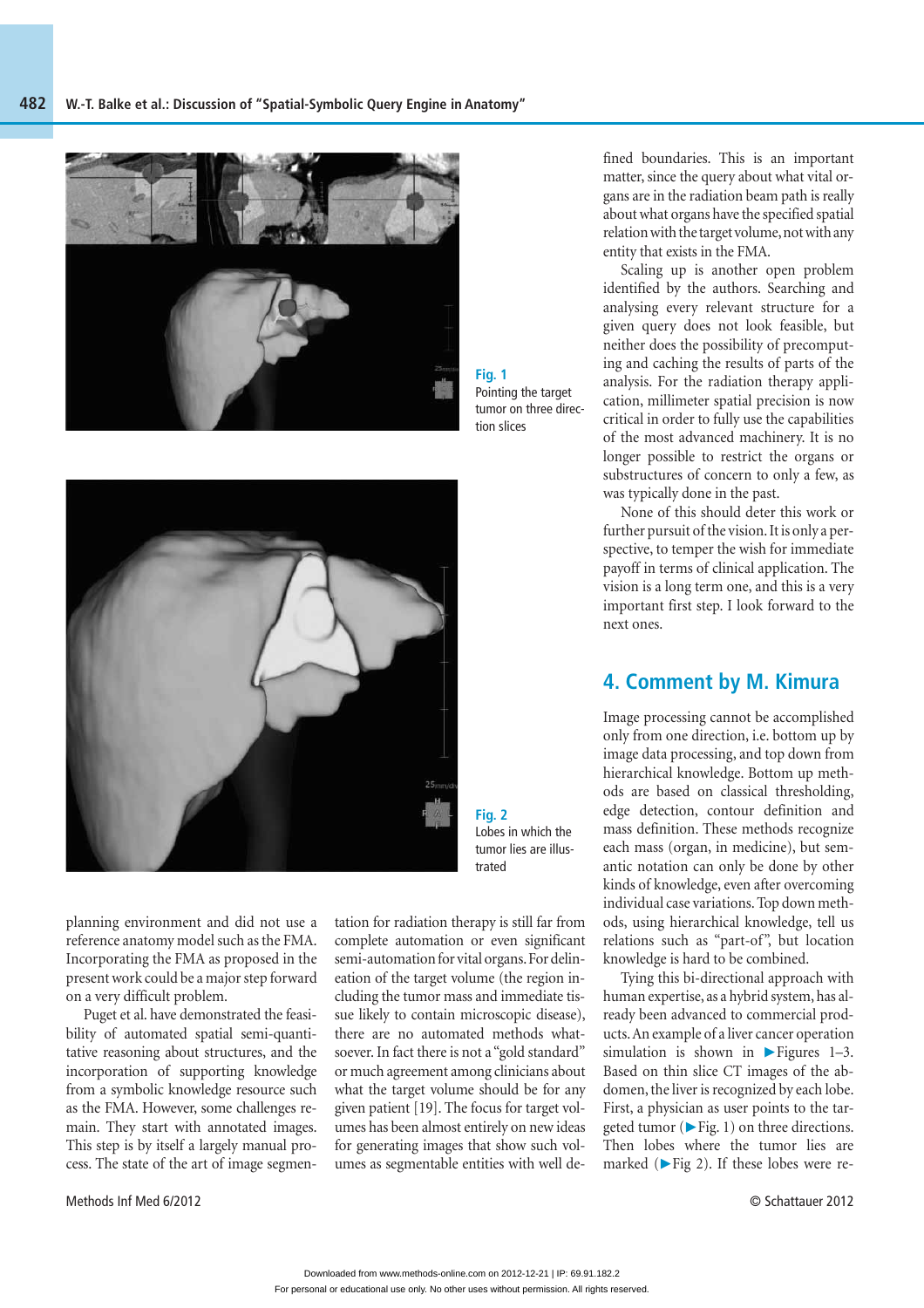Fig. 1
Pointing the target tumor on three direction slices

Fig. 2
Lobes in which the tumor lies are illustrated

planning environment and did not use a reference anatomy model such as the FMA. Incorporating the FMA as proposed in the present work could be a major step forward on a very difficult problem.

Puget et al. have demonstrated the feasibility of automated spatial semi-quantitative reasoning about structures, and the incorporation of supporting knowledge from a symbolic knowledge resource such as the FMA. However, some challenges remain. They start with annotated images. This step is by itself a largely manual process. The state of the art of image segmentation for radiation therapy is still far from complete automation or even significant semi-automation for vital organs. For delineation of the target volume (the region including the tumor mass and immediate tissue likely to contain microscopic disease), there are no automated methods whatsoever. In fact there is not a "gold standard" or much agreement among clinicians about what the target volume should be for any given patient [19]. The focus for target volumes has been almost entirely on new ideas for generating images that show such volumes as segmentable entities with well defined boundaries. This is an important matter, since the query about what vital organs are in the radiation beam path is really about what organs have the specified spatial relation with the target volume, not with any entity that exists in the FMA.

Scaling up is another open problem identified by the authors. Searching and analysing every relevant structure for a given query does not look feasible, but neither does the possibility of precomputing and caching the results of parts of the analysis. For the radiation therapy application, millimeter spatial precision is now critical in order to fully use the capabilities of the most advanced machinery. It is no longer possible to restrict the organs or substructures of concern to only a few, as was typically done in the past.

None of this should deter this work or further pursuit of the vision. It is only a perspective, to temper the wish for immediate payoff in terms of clinical application. The vision is a long term one, and this is a very important first step. I look forward to the next ones.

## 4. Comment by M. Kimura

Image processing cannot be accomplished only from one direction, i.e. bottom up by image data processing, and top down from hierarchical knowledge. Bottom up methods are based on classical thresholding, edge detection, contour definition and mass definition. These methods recognize each mass (organ, in medicine), but semantic notation can only be done by other kinds of knowledge, even after overcoming individual case variations. Top down methods, using hierarchical knowledge, tell us relations such as "part-of", but location knowledge is hard to be combined.

Tying this bi-directional approach with human expertise, as a hybrid system, has already been advanced to commercial products. An example of a liver cancer operation simulation is shown in ►Figures 1–3. Based on thin slice CT images of the abdomen, the liver is recognized by each lobe. First, a physician as user points to the targeted tumor (►Fig. 1) on three directions. Then lobes where the tumor lies are marked (►Fig 2). If these lobes were re-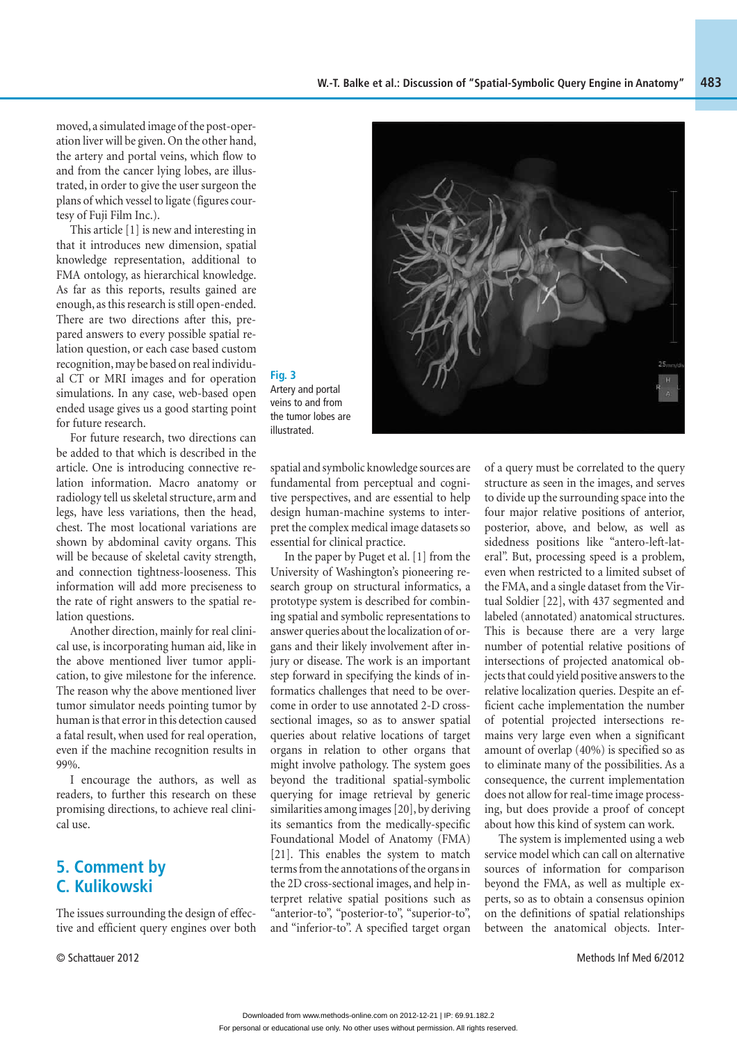moved, a simulated image of the post-operation liver will be given. On the other hand, the artery and portal veins, which flow to and from the cancer lying lobes, are illustrated, in order to give the user surgeon the plans of which vessel to ligate (figures courtesy of Fuji Film Inc.).

This article [1] is new and interesting in that it introduces new dimension, spatial knowledge representation, additional to FMA ontology, as hierarchical knowledge. As far as this reports, results gained are enough, as this research is still open-ended. There are two directions after this, prepared answers to every possible spatial relation question, or each case based custom recognition, may be based on real individual CT or MRI images and for operation simulations. In any case, web-based open ended usage gives us a good starting point for future research.

For future research, two directions can be added to that which is described in the article. One is introducing connective relation information. Macro anatomy or radiology tell us skeletal structure, arm and legs, have less variations, then the head, chest. The most locational variations are shown by abdominal cavity organs. This will be because of skeletal cavity strength, and connection tightness-looseness. This information will add more preciseness to the rate of right answers to the spatial relation questions.

Another direction, mainly for real clinical use, is incorporating human aid, like in the above mentioned liver tumor application, to give milestone for the inference. The reason why the above mentioned liver tumor simulator needs pointing tumor by human is that error in this detection caused a fatal result, when used for real operation, even if the machine recognition results in 99%.

I encourage the authors, as well as readers, to further this research on these promising directions, to achieve real clinical use.

**Fig. 3** Artery and portal veins to and from the tumor lobes are illustrated.

## 5. Comment by C. Kulikowski

The issues surrounding the design of effective and efficient query engines over both spatial and symbolic knowledge sources are fundamental from perceptual and cognitive perspectives, and are essential to help design human-machine systems to interpret the complex medical image datasets so essential for clinical practice.

In the paper by Puget et al. [1] from the University of Washington's pioneering research group on structural informatics, a prototype system is described for combining spatial and symbolic representations to answer queries about the localization of organs and their likely involvement after injury or disease. The work is an important step forward in specifying the kinds of informatics challenges that need to be overcome in order to use annotated 2-D cross-sectional images, so as to answer spatial queries about relative locations of target organs in relation to other organs that might involve pathology. The system goes beyond the traditional spatial-symbolic querying for image retrieval by generic similarities among images [20], by deriving its semantics from the medically-specific Foundational Model of Anatomy (FMA) [21]. This enables the system to match terms from the annotations of the organs in the 2D cross-sectional images, and help interpret relative spatial positions such as "anterior-to", "posterior-to", "superior-to", and "inferior-to". A specified target organ of a query must be correlated to the query structure as seen in the images, and serves to divide up the surrounding space into the four major relative positions of anterior, posterior, above, and below, as well as sidedness positions like "antero-left-lateral". But, processing speed is a problem, even when restricted to a limited subset of the FMA, and a single dataset from the Virtual Soldier [22], with 437 segmented and labeled (annotated) anatomical structures. This is because there are a very large number of potential relative positions of intersections of projected anatomical objects that could yield positive answers to the relative localization queries. Despite an efficient cache implementation the number of potential projected intersections remains very large even when a significant amount of overlap (40%) is specified so as to eliminate many of the possibilities. As a consequence, the current implementation does not allow for real-time image processing, but does provide a proof of concept about how this kind of system can work.

The system is implemented using a web service model which can call on alternative sources of information for comparison beyond the FMA, as well as multiple experts, so as to obtain a consensus opinion on the definitions of spatial relationships between the anatomical objects. Inter-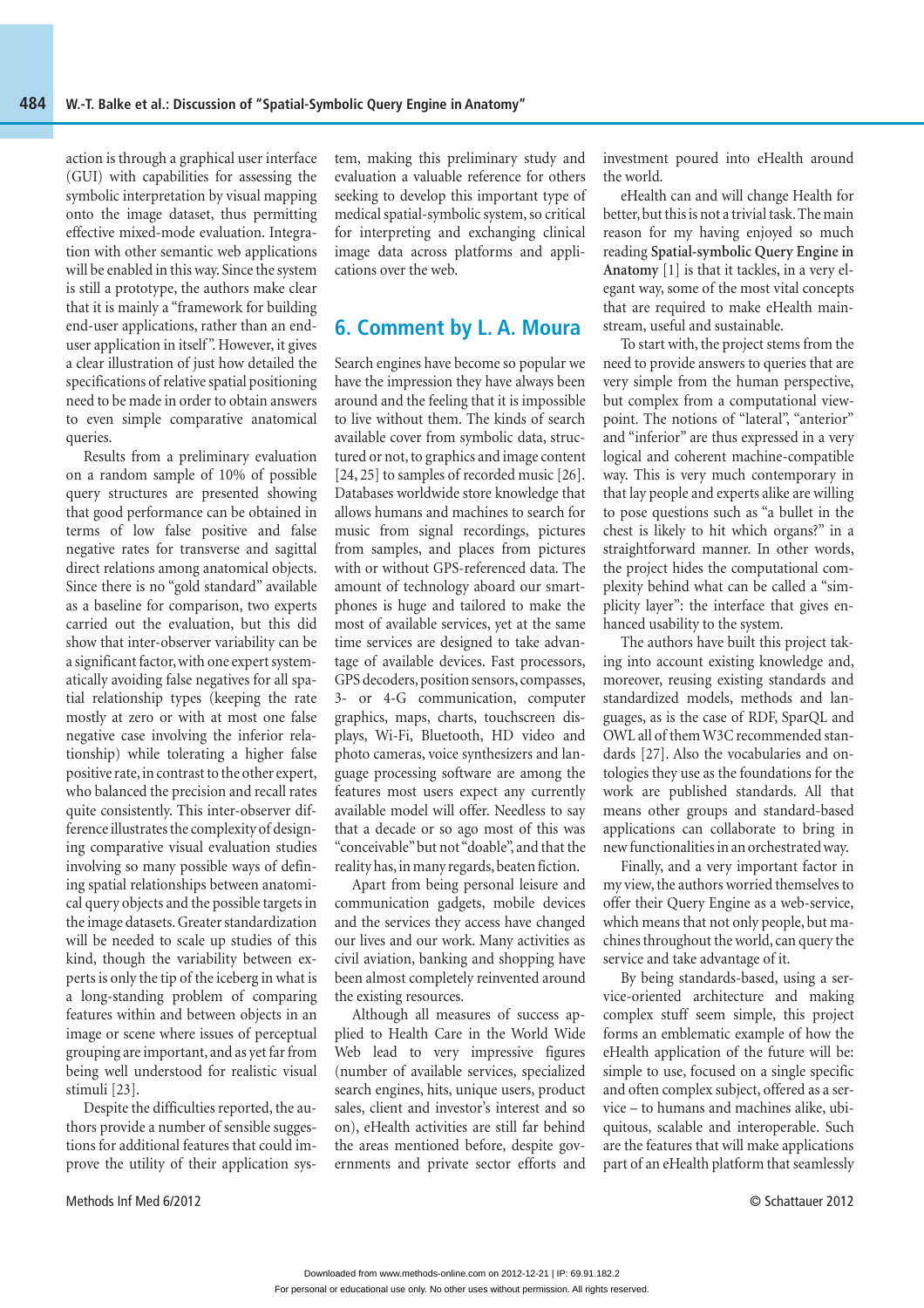action is through a graphical user interface (GUI) with capabilities for assessing the symbolic interpretation by visual mapping onto the image dataset, thus permitting effective mixed-mode evaluation. Integration with other semantic web applications will be enabled in this way. Since the system is still a prototype, the authors make clear that it is mainly a "framework for building end-user applications, rather than an end-user application in itself". However, it gives a clear illustration of just how detailed the specifications of relative spatial positioning need to be made in order to obtain answers to even simple comparative anatomical queries.

Results from a preliminary evaluation on a random sample of 10% of possible query structures are presented showing that good performance can be obtained in terms of low false positive and false negative rates for transverse and sagittal direct relations among anatomical objects. Since there is no "gold standard" available as a baseline for comparison, two experts carried out the evaluation, but this did show that inter-observer variability can be a significant factor, with one expert systematically avoiding false negatives for all spatial relationship types (keeping the rate mostly at zero or with at most one false negative case involving the inferior relationship) while tolerating a higher false positive rate, in contrast to the other expert, who balanced the precision and recall rates quite consistently. This inter-observer difference illustrates the complexity of designing comparative visual evaluation studies involving so many possible ways of defining spatial relationships between anatomical query objects and the possible targets in the image datasets. Greater standardization will be needed to scale up studies of this kind, though the variability between experts is only the tip of the iceberg in what is a long-standing problem of comparing features within and between objects in an image or scene where issues of perceptual grouping are important, and as yet far from being well understood for realistic visual stimuli [23].

Despite the difficulties reported, the authors provide a number of sensible suggestions for additional features that could improve the utility of their application system, making this preliminary study and evaluation a valuable reference for others seeking to develop this important type of medical spatial-symbolic system, so critical for interpreting and exchanging clinical image data across platforms and applications over the web.

## 6. Comment by L. A. Moura

Search engines have become so popular we have the impression they have always been around and the feeling that it is impossible to live without them. The kinds of search available cover from symbolic data, structured or not, to graphics and image content [24, 25] to samples of recorded music [26]. Databases worldwide store knowledge that allows humans and machines to search for music from signal recordings, pictures from samples, and places from pictures with or without GPS-referenced data. The amount of technology aboard our smartphones is huge and tailored to make the most of available services, yet at the same time services are designed to take advantage of available devices. Fast processors, GPS decoders, position sensors, compasses, 3- or 4-G communication, computer graphics, maps, charts, touchscreen displays, Wi-Fi, Bluetooth, HD video and photo cameras, voice synthesizers and language processing software are among the features most users expect any currently available model will offer. Needless to say that a decade or so ago most of this was "conceivable" but not "doable", and that the reality has, in many regards, beaten fiction.

Apart from being personal leisure and communication gadgets, mobile devices and the services they access have changed our lives and our work. Many activities as civil aviation, banking and shopping have been almost completely reinvented around the existing resources.

Although all measures of success applied to Health Care in the World Wide Web lead to very impressive figures (number of available services, specialized search engines, hits, unique users, product sales, client and investor's interest and so on), eHealth activities are still far behind the areas mentioned before, despite governments and private sector efforts and investment poured into eHealth around the world.

eHealth can and will change Health for better, but this is not a trivial task. The main reason for my having enjoyed so much reading **Spatial-symbolic Query Engine in Anatomy** [1] is that it tackles, in a very elegant way, some of the most vital concepts that are required to make eHealth mainstream, useful and sustainable.

To start with, the project stems from the need to provide answers to queries that are very simple from the human perspective, but complex from a computational viewpoint. The notions of "lateral", "anterior" and "inferior" are thus expressed in a very logical and coherent machine-compatible way. This is very much contemporary in that lay people and experts alike are willing to pose questions such as "a bullet in the chest is likely to hit which organs?" in a straightforward manner. In other words, the project hides the computational complexity behind what can be called a "simplicity layer": the interface that gives enhanced usability to the system.

The authors have built this project taking into account existing knowledge and, moreover, reusing existing standards and standardized models, methods and languages, as is the case of RDF, SparQL and OWL all of them W3C recommended standards [27]. Also the vocabularies and ontologies they use as the foundations for the work are published standards. All that means other groups and standard-based applications can collaborate to bring in new functionalities in an orchestrated way.

Finally, and a very important factor in my view, the authors worried themselves to offer their Query Engine as a web-service, which means that not only people, but machines throughout the world, can query the service and take advantage of it.

By being standards-based, using a service-oriented architecture and making complex stuff seem simple, this project forms an emblematic example of how the eHealth application of the future will be: simple to use, focused on a single specific and often complex subject, offered as a service – to humans and machines alike, ubiquitous, scalable and interoperable. Such are the features that will make applications part of an eHealth platform that seamlessly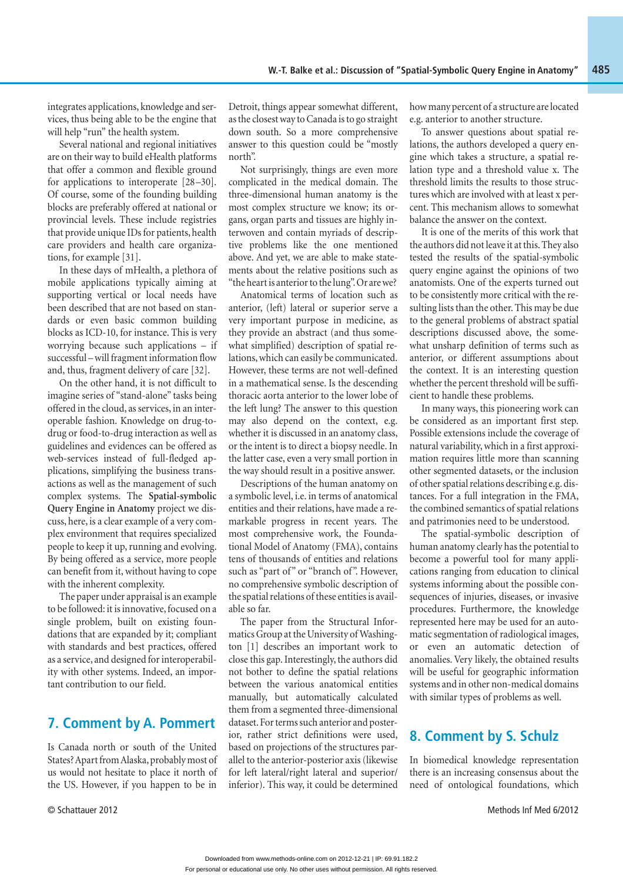integrates applications, knowledge and services, thus being able to be the engine that will help "run" the health system.

Several national and regional initiatives are on their way to build eHealth platforms that offer a common and flexible ground for applications to interoperate [28–30]. Of course, some of the founding building blocks are preferably offered at national or provincial levels. These include registries that provide unique IDs for patients, health care providers and health care organizations, for example [31].

In these days of mHealth, a plethora of mobile applications typically aiming at supporting vertical or local needs have been described that are not based on standards or even basic common building blocks as ICD-10, for instance. This is very worrying because such applications – if successful – will fragment information flow and, thus, fragment delivery of care [32].

On the other hand, it is not difficult to imagine series of "stand-alone" tasks being offered in the cloud, as services, in an interoperable fashion. Knowledge on drug-to-drug or food-to-drug interaction as well as guidelines and evidences can be offered as web-services instead of full-fledged applications, simplifying the business transactions as well as the management of such complex systems. The **Spatial-symbolic Query Engine in Anatomy** project we discuss, here, is a clear example of a very complex environment that requires specialized people to keep it up, running and evolving. By being offered as a service, more people can benefit from it, without having to cope with the inherent complexity.

The paper under appraisal is an example to be followed: it is innovative, focused on a single problem, built on existing foundations that are expanded by it; compliant with standards and best practices, offered as a service, and designed for interoperability with other systems. Indeed, an important contribution to our field.

## 7. Comment by A. Pommert

Is Canada north or south of the United States? Apart from Alaska, probably most of us would not hesitate to place it north of the US. However, if you happen to be in Detroit, things appear somewhat different, as the closest way to Canada is to go straight down south. So a more comprehensive answer to this question could be "mostly north".

Not surprisingly, things are even more complicated in the medical domain. The three-dimensional human anatomy is the most complex structure we know; its organs, organ parts and tissues are highly interwoven and contain myriads of descriptive problems like the one mentioned above. And yet, we are able to make statements about the relative positions such as "the heart is anterior to the lung". Or are we?

Anatomical terms of location such as anterior, (left) lateral or superior serve a very important purpose in medicine, as they provide an abstract (and thus somewhat simplified) description of spatial relations, which can easily be communicated. However, these terms are not well-defined in a mathematical sense. Is the descending thoracic aorta anterior to the lower lobe of the left lung? The answer to this question may also depend on the context, e.g. whether it is discussed in an anatomy class, or the intent is to direct a biopsy needle. In the latter case, even a very small portion in the way should result in a positive answer.

Descriptions of the human anatomy on a symbolic level, i.e. in terms of anatomical entities and their relations, have made a remarkable progress in recent years. The most comprehensive work, the Foundational Model of Anatomy (FMA), contains tens of thousands of entities and relations such as "part of" or "branch of". However, no comprehensive symbolic description of the spatial relations of these entities is available so far.

The paper from the Structural Informatics Group at the University of Washington [1] describes an important work to close this gap. Interestingly, the authors did not bother to define the spatial relations between the various anatomical entities manually, but automatically calculated them from a segmented three-dimensional dataset. For terms such anterior and posterior, rather strict definitions were used, based on projections of the structures parallel to the anterior-posterior axis (likewise for left lateral/right lateral and superior/inferior). This way, it could be determined how many percent of a structure are located e.g. anterior to another structure.

To answer questions about spatial relations, the authors developed a query engine which takes a structure, a spatial relation type and a threshold value x. The threshold limits the results to those structures which are involved with at least x percent. This mechanism allows to somewhat balance the answer on the context.

It is one of the merits of this work that the authors did not leave it at this. They also tested the results of the spatial-symbolic query engine against the opinions of two anatomists. One of the experts turned out to be consistently more critical with the resulting lists than the other. This may be due to the general problems of abstract spatial descriptions discussed above, the somewhat unsharp definition of terms such as anterior, or different assumptions about the context. It is an interesting question whether the percent threshold will be sufficient to handle these problems.

In many ways, this pioneering work can be considered as an important first step. Possible extensions include the coverage of natural variability, which in a first approximation requires little more than scanning other segmented datasets, or the inclusion of other spatial relations describing e.g. distances. For a full integration in the FMA, the combined semantics of spatial relations and patrimonies need to be understood.

The spatial-symbolic description of human anatomy clearly has the potential to become a powerful tool for many applications ranging from education to clinical systems informing about the possible consequences of injuries, diseases, or invasive procedures. Furthermore, the knowledge represented here may be used for an automatic segmentation of radiological images, or even an automatic detection of anomalies. Very likely, the obtained results will be useful for geographic information systems and in other non-medical domains with similar types of problems as well.

## 8. Comment by S. Schulz

In biomedical knowledge representation there is an increasing consensus about the need of ontological foundations, which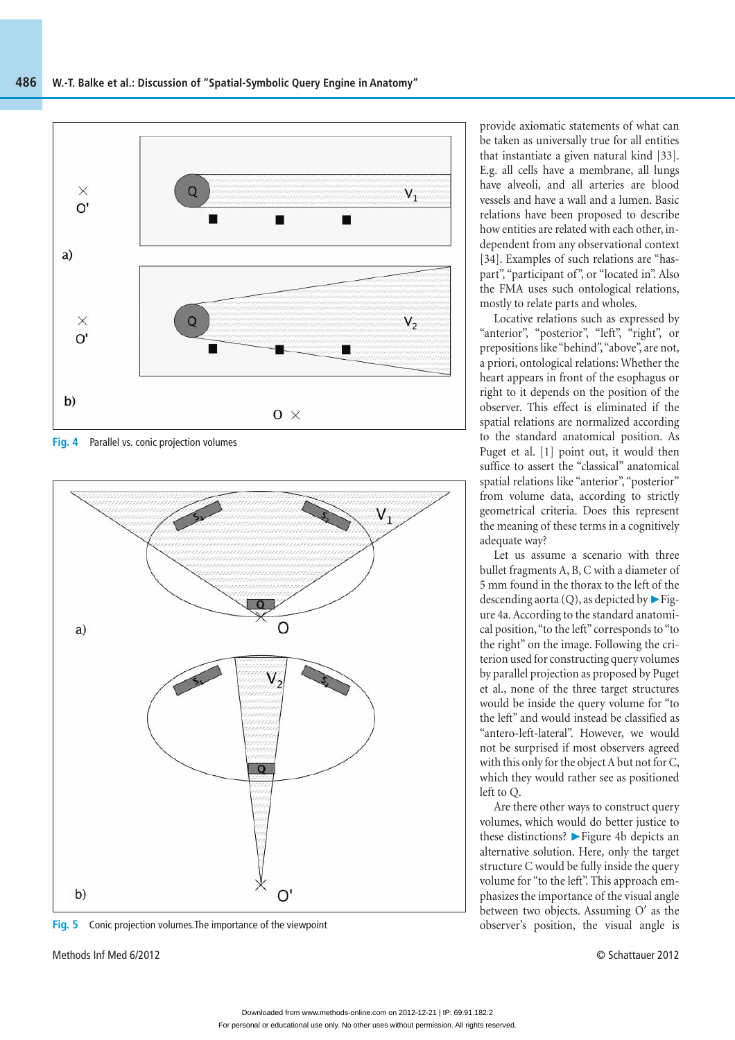Q

$V_1$

O'

a)

Q

$V_2$

O'

b)

O

Fig. 4 Parallel vs. conic projection volumes

$S_1$

$S_2$

$V_1$

Q

O

a)

$S_1$

$V_2$

$S_2$

Q

O'

b)

Fig. 5 Conic projection volumes.The importance of the viewpoint

provide axiomatic statements of what can be taken as universally true for all entities that instantiate a given natural kind [33]. E.g. all cells have a membrane, all lungs have alveoli, and all arteries are blood vessels and have a wall and a lumen. Basic relations have been proposed to describe how entities are related with each other, independent from any observational context [34]. Examples of such relations are "has-part", "participant of", or "located in". Also the FMA uses such ontological relations, mostly to relate parts and wholes.

Locative relations such as expressed by "anterior", "posterior", "left", "right", or prepositions like "behind", "above", are not, a priori, ontological relations: Whether the heart appears in front of the esophagus or right to it depends on the position of the observer. This effect is eliminated if the spatial relations are normalized according to the standard anatomical position. As Puget et al. [1] point out, it would then suffice to assert the "classical" anatomical spatial relations like "anterior", "posterior" from volume data, according to strictly geometrical criteria. Does this represent the meaning of these terms in a cognitively adequate way?

Let us assume a scenario with three bullet fragments A, B, C with a diameter of 5 mm found in the thorax to the left of the descending aorta (Q), as depicted by ▶ Figure 4a. According to the standard anatomical position, "to the left" corresponds to "to the right" on the image. Following the criterion used for constructing query volumes by parallel projection as proposed by Puget et al., none of the three target structures would be inside the query volume for "to the left" and would instead be classified as "antero-left-lateral". However, we would not be surprised if most observers agreed with this only for the object A but not for C, which they would rather see as positioned left to Q.

Are there other ways to construct query volumes, which would do better justice to these distinctions? ▶ Figure 4b depicts an alternative solution. Here, only the target structure C would be fully inside the query volume for "to the left". This approach emphasizes the importance of the visual angle between two objects. Assuming O′ as the observer's position, the visual angle is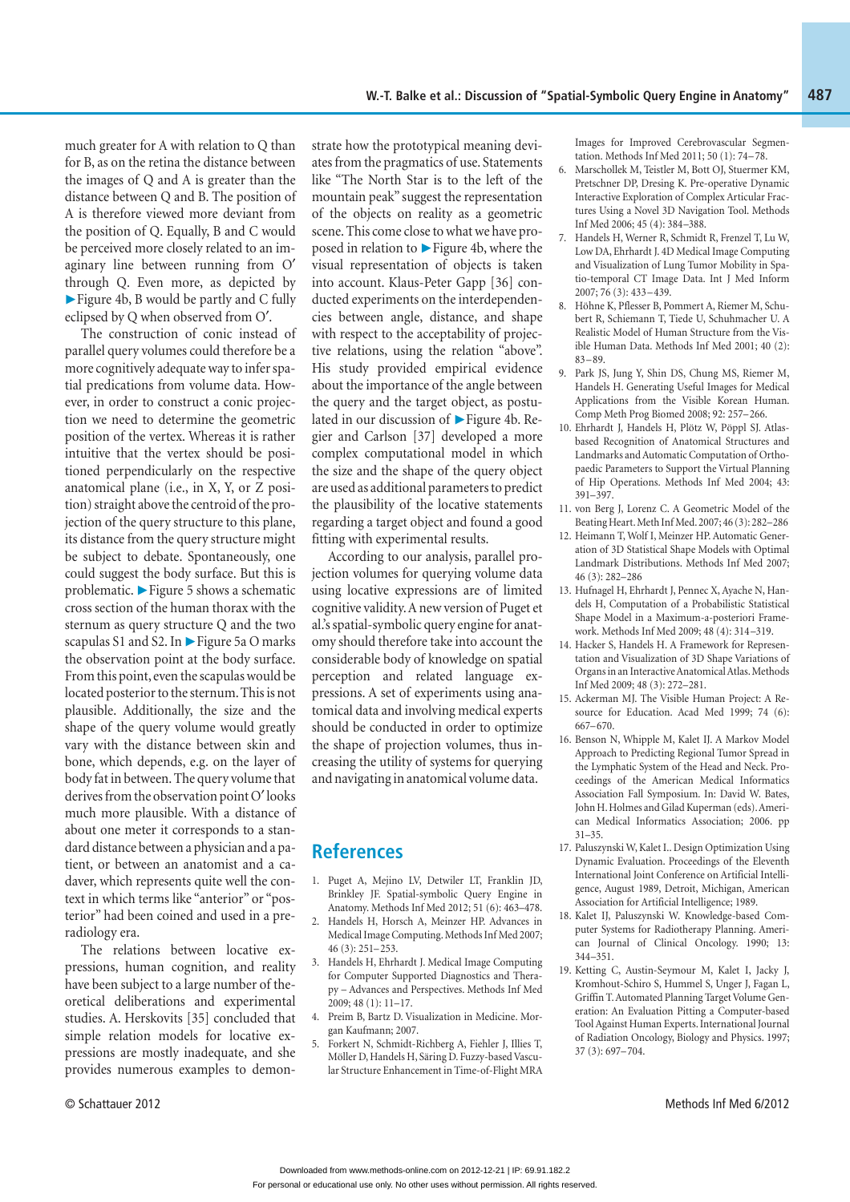much greater for A with relation to Q than for B, as on the retina the distance between the images of Q and A is greater than the distance between Q and B. The position of A is therefore viewed more deviant from the position of Q. Equally, B and C would be perceived more closely related to an imaginary line between running from O′ through Q. Even more, as depicted by ►Figure 4b, B would be partly and C fully eclipsed by Q when observed from O′.

The construction of conic instead of parallel query volumes could therefore be a more cognitively adequate way to infer spatial predications from volume data. However, in order to construct a conic projection we need to determine the geometric position of the vertex. Whereas it is rather intuitive that the vertex should be positioned perpendicularly on the respective anatomical plane (i.e., in X, Y, or Z position) straight above the centroid of the projection of the query structure to this plane, its distance from the query structure might be subject to debate. Spontaneously, one could suggest the body surface. But this is problematic. ►Figure 5 shows a schematic cross section of the human thorax with the sternum as query structure Q and the two scapulas S1 and S2. In ►Figure 5a O marks the observation point at the body surface. From this point, even the scapulas would be located posterior to the sternum. This is not plausible. Additionally, the size and the shape of the query volume would greatly vary with the distance between skin and bone, which depends, e.g. on the layer of body fat in between. The query volume that derives from the observation point O′ looks much more plausible. With a distance of about one meter it corresponds to a standard distance between a physician and a patient, or between an anatomist and a cadaver, which represents quite well the context in which terms like "anterior" or "posterior" had been coined and used in a pre-radiology era.

The relations between locative expressions, human cognition, and reality have been subject to a large number of theoretical deliberations and experimental studies. A. Herskovits [35] concluded that simple relation models for locative expressions are mostly inadequate, and she provides numerous examples to demonstrate how the prototypical meaning deviates from the pragmatics of use. Statements like "The North Star is to the left of the mountain peak" suggest the representation of the objects on reality as a geometric scene. This come close to what we have proposed in relation to ►Figure 4b, where the visual representation of objects is taken into account. Klaus-Peter Gapp [36] conducted experiments on the interdependencies between angle, distance, and shape with respect to the acceptability of projective relations, using the relation "above". His study provided empirical evidence about the importance of the angle between the query and the target object, as postulated in our discussion of ►Figure 4b. Regier and Carlson [37] developed a more complex computational model in which the size and the shape of the query object are used as additional parameters to predict the plausibility of the locative statements regarding a target object and found a good fitting with experimental results.

According to our analysis, parallel projection volumes for querying volume data using locative expressions are of limited cognitive validity. A new version of Puget et al.'s spatial-symbolic query engine for anatomy should therefore take into account the considerable body of knowledge on spatial perception and related language expressions. A set of experiments using anatomical data and involving medical experts should be conducted in order to optimize the shape of projection volumes, thus increasing the utility of systems for querying and navigating in anatomical volume data.

## References

1. Puget A, Mejino LV, Detwiler LT, Franklin JD, Brinkley JF. Spatial-symbolic Query Engine in Anatomy. Methods Inf Med 2012; 51 (6): 463–478.
2. Handels H, Horsch A, Meinzer HP. Advances in Medical Image Computing. Methods Inf Med 2007; 46 (3): 251–253.
3. Handels H, Ehrhardt J. Medical Image Computing for Computer Supported Diagnostics and Therapy – Advances and Perspectives. Methods Inf Med 2009; 48 (1): 11–17.
4. Preim B, Bartz D. Visualization in Medicine. Morgan Kaufmann; 2007.
5. Forkert N, Schmidt-Richberg A, Fiehler J, Illies T, Möller D, Handels H, Säring D. Fuzzy-based Vascular Structure Enhancement in Time-of-Flight MRA Images for Improved Cerebrovascular Segmentation. Methods Inf Med 2011; 50 (1): 74–78.
6. Marschollek M, Teistler M, Bott OJ, Stuermer KM, Pretschner DP, Dresing K. Pre-operative Dynamic Interactive Exploration of Complex Articular Fractures Using a Novel 3D Navigation Tool. Methods Inf Med 2006; 45 (4): 384–388.
7. Handels H, Werner R, Schmidt R, Frenzel T, Lu W, Low DA, Ehrhardt J. 4D Medical Image Computing and Visualization of Lung Tumor Mobility in Spatio-temporal CT Image Data. Int J Med Inform 2007; 76 (3): 433–439.
8. Höhne K, Pflesser B, Pommert A, Riemer M, Schubert R, Schiemann T, Tiede U, Schuhmacher U. A Realistic Model of Human Structure from the Visible Human Data. Methods Inf Med 2001; 40 (2): 83–89.
9. Park JS, Jung Y, Shin DS, Chung MS, Riemer M, Handels H. Generating Useful Images for Medical Applications from the Visible Korean Human. Comp Meth Prog Biomed 2008; 92: 257–266.
10. Ehrhardt J, Handels H, Plötz W, Pöppl SJ. Atlas-based Recognition of Anatomical Structures and Landmarks and Automatic Computation of Orthopaedic Parameters to Support the Virtual Planning of Hip Operations. Methods Inf Med 2004; 43: 391–397.
11. von Berg J, Lorenz C. A Geometric Model of the Beating Heart. Meth Inf Med. 2007; 46 (3): 282–286
12. Heimann T, Wolf I, Meinzer HP. Automatic Generation of 3D Statistical Shape Models with Optimal Landmark Distributions. Methods Inf Med 2007; 46 (3): 282–286
13. Hufnagel H, Ehrhardt J, Pennec X, Ayache N, Handels H, Computation of a Probabilistic Statistical Shape Model in a Maximum-a-posteriori Framework. Methods Inf Med 2009; 48 (4): 314–319.
14. Hacker S, Handels H. A Framework for Representation and Visualization of 3D Shape Variations of Organs in an Interactive Anatomical Atlas. Methods Inf Med 2009; 48 (3): 272–281.
15. Ackerman MJ. The Visible Human Project: A Resource for Education. Acad Med 1999; 74 (6): 667–670.
16. Benson N, Whipple M, Kalet IJ. A Markov Model Approach to Predicting Regional Tumor Spread in the Lymphatic System of the Head and Neck. Proceedings of the American Medical Informatics Association Fall Symposium. In: David W. Bates, John H. Holmes and Gilad Kuperman (eds). American Medical Informatics Association; 2006. pp 31–35.
17. Paluszynski W, Kalet I.. Design Optimization Using Dynamic Evaluation. Proceedings of the Eleventh International Joint Conference on Artificial Intelligence, August 1989, Detroit, Michigan, American Association for Artificial Intelligence; 1989.
18. Kalet IJ, Paluszynski W. Knowledge-based Computer Systems for Radiotherapy Planning. American Journal of Clinical Oncology. 1990; 13: 344–351.
19. Ketting C, Austin-Seymour M, Kalet I, Jacky J, Kromhout-Schiro S, Hummel S, Unger J, Fagan L, Griffin T. Automated Planning Target Volume Generation: An Evaluation Pitting a Computer-based Tool Against Human Experts. International Journal of Radiation Oncology, Biology and Physics. 1997; 37 (3): 697–704.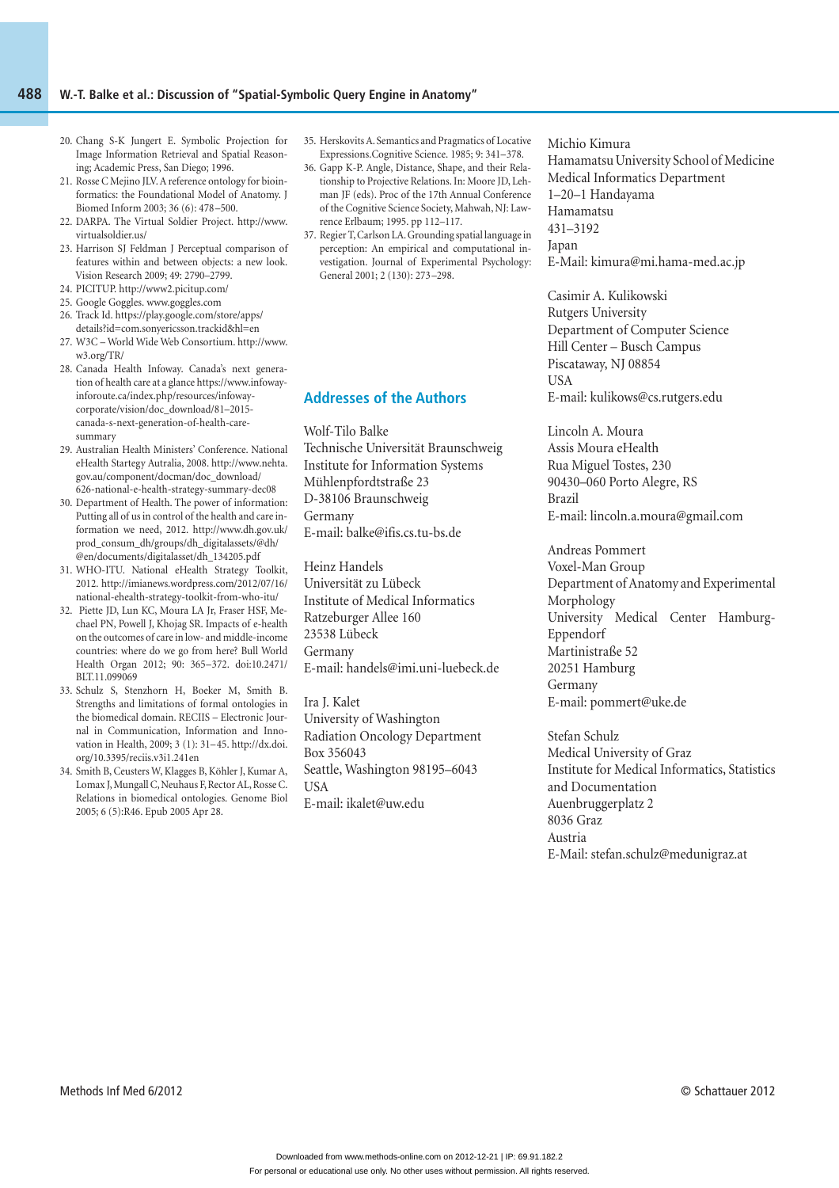20. Chang S-K Jungert E. Symbolic Projection for Image Information Retrieval and Spatial Reasoning; Academic Press, San Diego; 1996.
21. Rosse C Mejino JLV. A reference ontology for bioinformatics: the Foundational Model of Anatomy. J Biomed Inform 2003; 36 (6): 478–500.
22. DARPA. The Virtual Soldier Project. http://www.virtualsoldier.us/
23. Harrison SJ Feldman J Perceptual comparison of features within and between objects: a new look. Vision Research 2009; 49: 2790–2799.
24. PICITUP. http://www2.picitup.com/
25. Google Goggles. www.goggles.com
26. Track Id. https://play.google.com/store/apps/details?id=com.sonyericsson.trackid&hl=en
27. W3C – World Wide Web Consortium. http://www.w3.org/TR/
28. Canada Health Infoway. Canada's next generation of health care at a glance https://www.infoway-inforoute.ca/index.php/resources/infoway-corporate/vision/doc_download/81–2015-canada-s-next-generation-of-health-care-summary
29. Australian Health Ministers' Conference. National eHealth Startegy Autralia, 2008. http://www.nehta.gov.au/component/docman/doc_download/626-national-e-health-strategy-summary-dec08
30. Department of Health. The power of information: Putting all of us in control of the health and care information we need, 2012. http://www.dh.gov.uk/prod_consum_dh/groups/dh_digitalassets/@dh/@en/documents/digitalasset/dh_134205.pdf
31. WHO-ITU. National eHealth Strategy Toolkit, 2012. http://imianews.wordpress.com/2012/07/16/national-ehealth-strategy-toolkit-from-who-itu/
32. Piette JD, Lun KC, Moura LA Jr, Fraser HSF, Mechael PN, Powell J, Khojag SR. Impacts of e-health on the outcomes of care in low- and middle-income countries: where do we go from here? Bull World Health Organ 2012; 90: 365–372. doi:10.2471/BLT.11.099069
33. Schulz S, Stenzhorn H, Boeker M, Smith B. Strengths and limitations of formal ontologies in the biomedical domain. RECIIS – Electronic Journal in Communication, Information and Innovation in Health, 2009; 3 (1): 31–45. http://dx.doi.org/10.3395/reciis.v3i1.241en
34. Smith B, Ceusters W, Klagges B, Köhler J, Kumar A, Lomax J, Mungall C, Neuhaus F, Rector AL, Rosse C. Relations in biomedical ontologies. Genome Biol 2005; 6 (5):R46. Epub 2005 Apr 28.
35. Herskovits A. Semantics and Pragmatics of Locative Expressions.Cognitive Science. 1985; 9: 341–378.
36. Gapp K-P. Angle, Distance, Shape, and their Relationship to Projective Relations. In: Moore JD, Lehman JF (eds). Proc of the 17th Annual Conference of the Cognitive Science Society, Mahwah, NJ: Lawrence Erlbaum; 1995. pp 112–117.
37. Regier T, Carlson LA. Grounding spatial language in perception: An empirical and computational investigation. Journal of Experimental Psychology: General 2001; 2 (130): 273–298.

## Addresses of the Authors

Wolf-Tilo Balke
Technische Universität Braunschweig
Institute for Information Systems
Mühlenpfordtstraße 23
D-38106 Braunschweig
Germany
E-mail: balke@ifis.cs.tu-bs.de

Heinz Handels
Universität zu Lübeck
Institute of Medical Informatics
Ratzeburger Allee 160
23538 Lübeck
Germany
E-mail: handels@imi.uni-luebeck.de

Ira J. Kalet
University of Washington
Radiation Oncology Department
Box 356043
Seattle, Washington 98195–6043
USA
E-mail: ikalet@uw.edu

Michio Kimura
Hamamatsu University School of Medicine
Medical Informatics Department
1–20–1 Handayama
Hamamatsu
431–3192
Japan
E-Mail: kimura@mi.hama-med.ac.jp

Casimir A. Kulikowski
Rutgers University
Department of Computer Science
Hill Center – Busch Campus
Piscataway, NJ 08854
USA
E-mail: kulikows@cs.rutgers.edu

Lincoln A. Moura
Assis Moura eHealth
Rua Miguel Tostes, 230
90430–060 Porto Alegre, RS
Brazil
E-mail: lincoln.a.moura@gmail.com

Andreas Pommert
Voxel-Man Group
Department of Anatomy and Experimental Morphology
University Medical Center Hamburg-Eppendorf
Martinistraße 52
20251 Hamburg
Germany
E-mail: pommert@uke.de

Stefan Schulz
Medical University of Graz
Institute for Medical Informatics, Statistics and Documentation
Auenbruggerplatz 2
8036 Graz
Austria
E-Mail: stefan.schulz@medunigraz.at